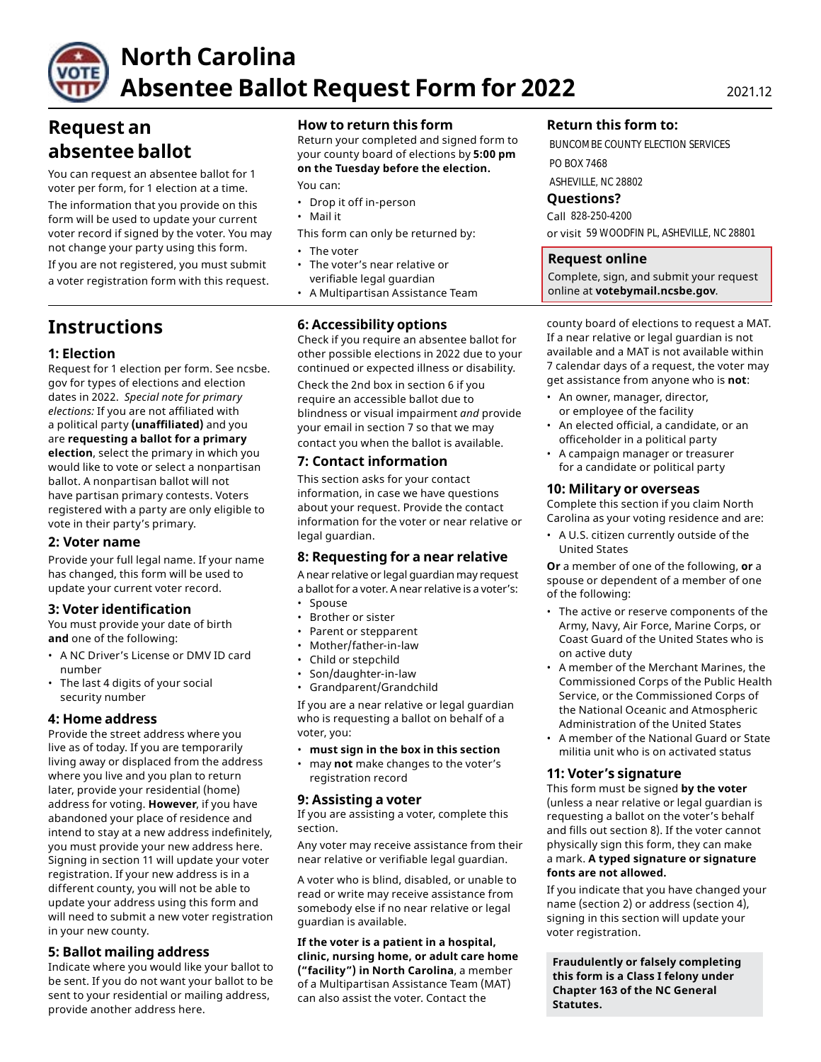# North Carolina Absentee Ballot Request Form for 2022

2021.12

## Request an absentee ballot

You can request an absentee ballot for 1 voter per form, for 1 election at a time.

The information that you provide on this form will be used to update your current voter record if signed by the voter. You may not change your party using this form.

If you are not registered, you must submit a voter registration form with this request.

### How to return this form

Return your completed and signed form to your county board of elections by **5:00 pm on the Tuesday before the election.**

You can:

- Drop it off in-person
- Mail it

This form can only be returned by:

- The voter
- The voter's near relative or verifiable legal guardian
- A Multipartisan Assistance Team

### Return this form to:

BUNCOMBE COUNTY ELECTION SERVICES
PO BOX 7468
ASHEVILLE, NC 28802

### Questions?

Call 828-250-4200

or visit 59 WOODFIN PL, ASHEVILLE, NC 28801

### Request online

Complete, sign, and submit your request online at **votebymail.ncsbe.gov**.

## Instructions

### 1: Election

Request for 1 election per form. See ncsbe.gov for types of elections and election dates in 2022. *Special note for primary elections:* If you are not affiliated with a political party **(unaffiliated)** and you are **requesting a ballot for a primary election**, select the primary in which you would like to vote or select a nonpartisan ballot. A nonpartisan ballot will not have partisan primary contests. Voters registered with a party are only eligible to vote in their party's primary.

### 2: Voter name

Provide your full legal name. If your name has changed, this form will be used to update your current voter record.

### 3: Voter identification

You must provide your date of birth **and** one of the following:

- A NC Driver's License or DMV ID card number
- The last 4 digits of your social security number

### 4: Home address

Provide the street address where you live as of today. If you are temporarily living away or displaced from the address where you live and you plan to return later, provide your residential (home) address for voting. **However**, if you have abandoned your place of residence and intend to stay at a new address indefinitely, you must provide your new address here. Signing in section 11 will update your voter registration. If your new address is in a different county, you will not be able to update your address using this form and will need to submit a new voter registration in your new county.

### 5: Ballot mailing address

Indicate where you would like your ballot to be sent. If you do not want your ballot to be sent to your residential or mailing address, provide another address here.

### 6: Accessibility options

Check if you require an absentee ballot for other possible elections in 2022 due to your continued or expected illness or disability.

Check the 2nd box in section 6 if you require an accessible ballot due to blindness or visual impairment *and* provide your email in section 7 so that we may contact you when the ballot is available.

### 7: Contact information

This section asks for your contact information, in case we have questions about your request. Provide the contact information for the voter or near relative or legal guardian.

### 8: Requesting for a near relative

A near relative or legal guardian may request a ballot for a voter. A near relative is a voter's:

- Spouse
- Brother or sister
- Parent or stepparent
- Mother/father-in-law
- Child or stepchild
- Son/daughter-in-law
- Grandparent/Grandchild

If you are a near relative or legal guardian who is requesting a ballot on behalf of a voter, you:

- **must sign in the box in this section**
- may **not** make changes to the voter's registration record

### 9: Assisting a voter

If you are assisting a voter, complete this section.

Any voter may receive assistance from their near relative or verifiable legal guardian.

A voter who is blind, disabled, or unable to read or write may receive assistance from somebody else if no near relative or legal guardian is available.

**If the voter is a patient in a hospital, clinic, nursing home, or adult care home ("facility") in North Carolina**, a member of a Multipartisan Assistance Team (MAT) can also assist the voter. Contact the county board of elections to request a MAT. If a near relative or legal guardian is not available and a MAT is not available within 7 calendar days of a request, the voter may get assistance from anyone who is **not**:

- An owner, manager, director, or employee of the facility
- An elected official, a candidate, or an officeholder in a political party
- A campaign manager or treasurer for a candidate or political party

### 10: Military or overseas

Complete this section if you claim North Carolina as your voting residence and are:

- A U.S. citizen currently outside of the United States

**Or** a member of one of the following, **or** a spouse or dependent of a member of one of the following:

- The active or reserve components of the Army, Navy, Air Force, Marine Corps, or Coast Guard of the United States who is on active duty
- A member of the Merchant Marines, the Commissioned Corps of the Public Health Service, or the Commissioned Corps of the National Oceanic and Atmospheric Administration of the United States
- A member of the National Guard or State militia unit who is on activated status

### 11: Voter's signature

This form must be signed **by the voter** (unless a near relative or legal guardian is requesting a ballot on the voter's behalf and fills out section 8). If the voter cannot physically sign this form, they can make a mark. **A typed signature or signature fonts are not allowed.**

If you indicate that you have changed your name (section 2) or address (section 4), signing in this section will update your voter registration.

**Fraudulently or falsely completing this form is a Class I felony under Chapter 163 of the NC General Statutes.**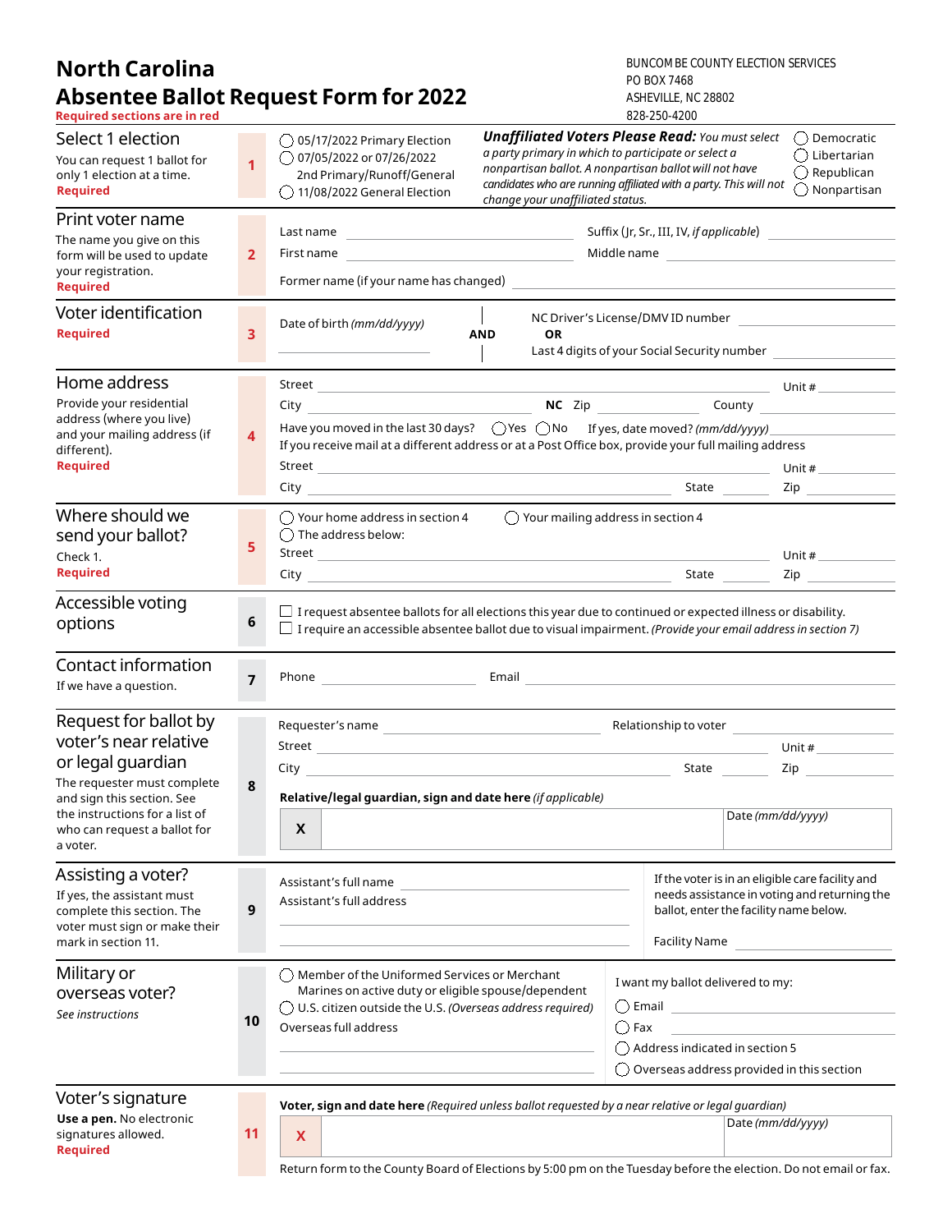# North Carolina Absentee Ballot Request Form for 2022

BUNCOMBE COUNTY ELECTION SERVICES
PO BOX 7468
ASHEVILLE, NC 28802
828-250-4200

**Required sections are in red**

## 1 Select 1 election

You can request 1 ballot for only 1 election at a time.
**Required**

- ◯ 05/17/2022 Primary Election
- ◯ 07/05/2022 or 07/26/2022 2nd Primary/Runoff/General
- ◯ 11/08/2022 General Election

***Unaffiliated Voters Please Read:*** *You must select a party primary in which to participate or select a nonpartisan ballot. A nonpartisan ballot will not have candidates who are running affiliated with a party. This will not change your unaffiliated status.*

- ◯ Democratic
- ◯ Libertarian
- ◯ Republican
- ◯ Nonpartisan

## 2 Print voter name

The name you give on this form will be used to update your registration.
**Required**

Last name ____________ Suffix (Jr, Sr., III, IV, *if applicable*) ____________
First name ____________ Middle name ____________
Former name (if your name has changed) ____________

## 3 Voter identification

**Required**

Date of birth *(mm/dd/yyyy)* ____________

**AND**

NC Driver's License/DMV ID number ____________
**OR**
Last 4 digits of your Social Security number ____________

## 4 Home address

Provide your residential address (where you live) and your mailing address (if different).
**Required**

Street ____________ Unit # ____________
City ____________ **NC** Zip ____________ County ____________
Have you moved in the last 30 days? ◯ Yes ◯ No If yes, date moved? *(mm/dd/yyyy)* ____________
If you receive mail at a different address or at a Post Office box, provide your full mailing address
Street ____________ Unit # ____________
City ____________ State ____________ Zip ____________

## 5 Where should we send your ballot?

Check 1.
**Required**

- ◯ Your home address in section 4
- ◯ Your mailing address in section 4
- ◯ The address below:

Street ____________ Unit # ____________
City ____________ State ____________ Zip ____________

## 6 Accessible voting options

- ☐ I request absentee ballots for all elections this year due to continued or expected illness or disability.
- ☐ I require an accessible absentee ballot due to visual impairment. *(Provide your email address in section 7)*

## 7 Contact information

If we have a question.

Phone ____________ Email ____________

## 8 Request for ballot by voter's near relative or legal guardian

The requester must complete and sign this section. See the instructions for a list of who can request a ballot for a voter.

Requester's name ____________ Relationship to voter ____________
Street ____________ Unit # ____________
City ____________ State ____________ Zip ____________

**Relative/legal guardian, sign and date here** *(if applicable)*

X ____________ Date *(mm/dd/yyyy)* ____________

## 9 Assisting a voter?

If yes, the assistant must complete this section. The voter must sign or make their mark in section 11.

Assistant's full name ____________
Assistant's full address ____________

If the voter is in an eligible care facility and needs assistance in voting and returning the ballot, enter the facility name below.

Facility Name ____________

## 10 Military or overseas voter?

*See instructions*

- ◯ Member of the Uniformed Services or Merchant Marines on active duty or eligible spouse/dependent
- ◯ U.S. citizen outside the U.S. *(Overseas address required)*

Overseas full address ____________

I want my ballot delivered to my:

- ◯ Email ____________
- ◯ Fax ____________
- ◯ Address indicated in section 5
- ◯ Overseas address provided in this section

## 11 Voter's signature

**Use a pen.** No electronic signatures allowed.
**Required**

**Voter, sign and date here** *(Required unless ballot requested by a near relative or legal guardian)*

X ____________ Date *(mm/dd/yyyy)* ____________

Return form to the County Board of Elections by 5:00 pm on the Tuesday before the election. Do not email or fax.